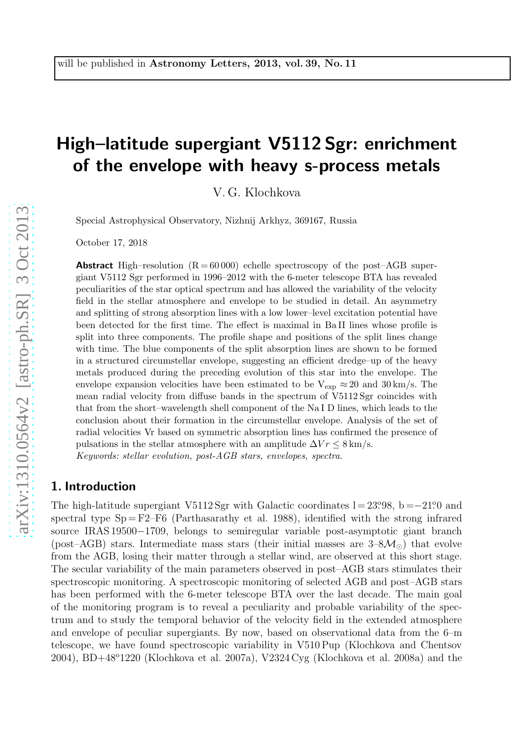will be published in **Astronomy Letters, 2013, vol. 39, No. 11**

# High–latitude supergiant V5112 Sgr: enrichment of the envelope with heavy s-process metals

V. G. Klochkova

Special Astrophysical Observatory, Nizhnij Arkhyz, 369167, Russia

October 17, 2018

**Abstract** High–resolution (R = 60 000) echelle spectroscopy of the post–AGB supergiant V5112 Sgr performed in 1996–2012 with the 6-meter telescope BTA has revealed peculiarities of the star optical spectrum and has allowed the variability of the velocity field in the stellar atmosphere and envelope to be studied in detail. An asymmetry and splitting of strong absorption lines with a low lower–level excitation potential have been detected for the first time. The effect is maximal in Ba II lines whose profile is split into three components. The profile shape and positions of the split lines change with time. The blue components of the split absorption lines are shown to be formed in a structured circumstellar envelope, suggesting an efficient dredge–up of the heavy metals produced during the preceding evolution of this star into the envelope. The envelope expansion velocities have been estimated to be $V_{exp} \approx 20$ and 30 km/s. The mean radial velocity from diffuse bands in the spectrum of V5112 Sgr coincides with that from the short–wavelength shell component of the Na I D lines, which leads to the conclusion about their formation in the circumstellar envelope. Analysis of the set of radial velocities Vr based on symmetric absorption lines has confirmed the presence of pulsations in the stellar atmosphere with an amplitude $\Delta Vr \leq 8$ km/s.

*Keywords: stellar evolution, post-AGB stars, envelopes, spectra.*

## 1. Introduction

The high-latitude supergiant V5112 Sgr with Galactic coordinates l = 23.°98, b = −21.°0 and spectral type Sp = F2–F6 (Parthasarathy et al. 1988), identified with the strong infrared source IRAS 19500−1709, belongs to semiregular variable post-asymptotic giant branch (post–AGB) stars. Intermediate mass stars (their initial masses are 3–8$\mathcal{M}_{\odot}$) that evolve from the AGB, losing their matter through a stellar wind, are observed at this short stage. The secular variability of the main parameters observed in post–AGB stars stimulates their spectroscopic monitoring. A spectroscopic monitoring of selected AGB and post–AGB stars has been performed with the 6-meter telescope BTA over the last decade. The main goal of the monitoring program is to reveal a peculiarity and probable variability of the spectrum and to study the temporal behavior of the velocity field in the extended atmosphere and envelope of peculiar supergiants. By now, based on observational data from the 6–m telescope, we have found spectroscopic variability in V510 Pup (Klochkova and Chentsov 2004), BD+48°1220 (Klochkova et al. 2007a), V2324 Cyg (Klochkova et al. 2008a) and the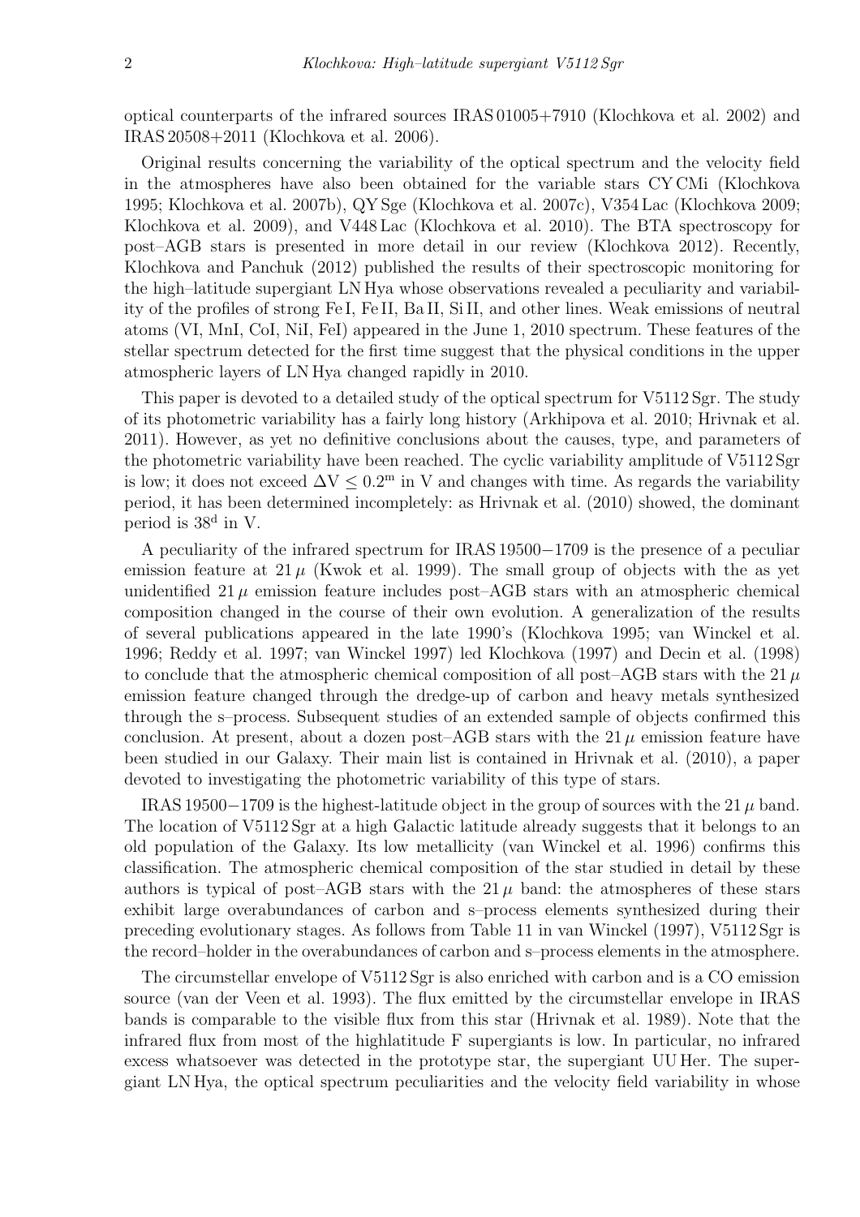optical counterparts of the infrared sources IRAS 01005+7910 (Klochkova et al. 2002) and IRAS 20508+2011 (Klochkova et al. 2006).

Original results concerning the variability of the optical spectrum and the velocity field in the atmospheres have also been obtained for the variable stars CY CMi (Klochkova 1995; Klochkova et al. 2007b), QY Sge (Klochkova et al. 2007c), V354 Lac (Klochkova 2009; Klochkova et al. 2009), and V448 Lac (Klochkova et al. 2010). The BTA spectroscopy for post–AGB stars is presented in more detail in our review (Klochkova 2012). Recently, Klochkova and Panchuk (2012) published the results of their spectroscopic monitoring for the high–latitude supergiant LN Hya whose observations revealed a peculiarity and variability of the profiles of strong Fe I, Fe II, Ba II, Si II, and other lines. Weak emissions of neutral atoms (VI, MnI, CoI, NiI, FeI) appeared in the June 1, 2010 spectrum. These features of the stellar spectrum detected for the first time suggest that the physical conditions in the upper atmospheric layers of LN Hya changed rapidly in 2010.

This paper is devoted to a detailed study of the optical spectrum for V5112 Sgr. The study of its photometric variability has a fairly long history (Arkhipova et al. 2010; Hrivnak et al. 2011). However, as yet no definitive conclusions about the causes, type, and parameters of the photometric variability have been reached. The cyclic variability amplitude of V5112 Sgr is low; it does not exceed $\Delta V \leq 0.2^{m}$ in V and changes with time. As regards the variability period, it has been determined incompletely: as Hrivnak et al. (2010) showed, the dominant period is $38^{d}$ in V.

A peculiarity of the infrared spectrum for IRAS 19500−1709 is the presence of a peculiar emission feature at $21\,\mu$ (Kwok et al. 1999). The small group of objects with the as yet unidentified $21\,\mu$ emission feature includes post–AGB stars with an atmospheric chemical composition changed in the course of their own evolution. A generalization of the results of several publications appeared in the late 1990's (Klochkova 1995; van Winckel et al. 1996; Reddy et al. 1997; van Winckel 1997) led Klochkova (1997) and Decin et al. (1998) to conclude that the atmospheric chemical composition of all post–AGB stars with the $21\,\mu$ emission feature changed through the dredge-up of carbon and heavy metals synthesized through the s–process. Subsequent studies of an extended sample of objects confirmed this conclusion. At present, about a dozen post–AGB stars with the $21\,\mu$ emission feature have been studied in our Galaxy. Their main list is contained in Hrivnak et al. (2010), a paper devoted to investigating the photometric variability of this type of stars.

IRAS 19500−1709 is the highest-latitude object in the group of sources with the $21\,\mu$ band. The location of V5112 Sgr at a high Galactic latitude already suggests that it belongs to an old population of the Galaxy. Its low metallicity (van Winckel et al. 1996) confirms this classification. The atmospheric chemical composition of the star studied in detail by these authors is typical of post–AGB stars with the $21\,\mu$ band: the atmospheres of these stars exhibit large overabundances of carbon and s–process elements synthesized during their preceding evolutionary stages. As follows from Table 11 in van Winckel (1997), V5112 Sgr is the record–holder in the overabundances of carbon and s–process elements in the atmosphere.

The circumstellar envelope of V5112 Sgr is also enriched with carbon and is a CO emission source (van der Veen et al. 1993). The flux emitted by the circumstellar envelope in IRAS bands is comparable to the visible flux from this star (Hrivnak et al. 1989). Note that the infrared flux from most of the highlatitude F supergiants is low. In particular, no infrared excess whatsoever was detected in the prototype star, the supergiant UU Her. The supergiant LN Hya, the optical spectrum peculiarities and the velocity field variability in whose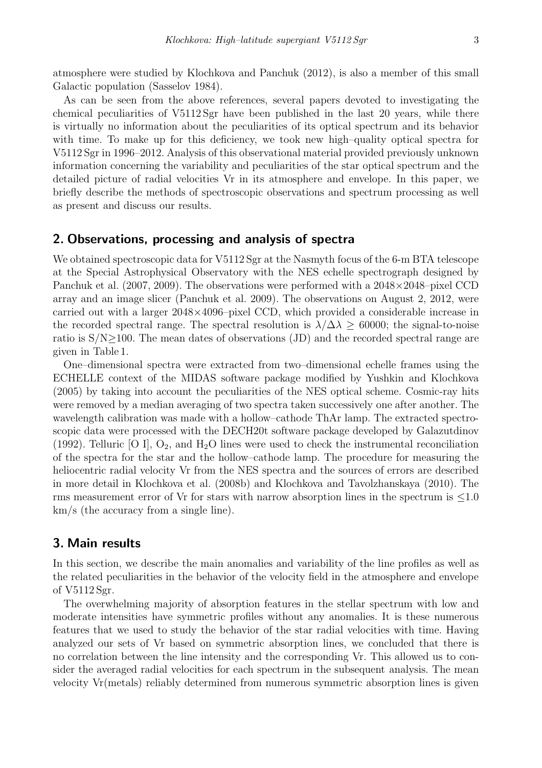atmosphere were studied by Klochkova and Panchuk (2012), is also a member of this small Galactic population (Sasselov 1984).

As can be seen from the above references, several papers devoted to investigating the chemical peculiarities of V5112 Sgr have been published in the last 20 years, while there is virtually no information about the peculiarities of its optical spectrum and its behavior with time. To make up for this deficiency, we took new high–quality optical spectra for V5112 Sgr in 1996–2012. Analysis of this observational material provided previously unknown information concerning the variability and peculiarities of the star optical spectrum and the detailed picture of radial velocities Vr in its atmosphere and envelope. In this paper, we briefly describe the methods of spectroscopic observations and spectrum processing as well as present and discuss our results.

## 2. Observations, processing and analysis of spectra

We obtained spectroscopic data for V5112 Sgr at the Nasmyth focus of the 6-m BTA telescope at the Special Astrophysical Observatory with the NES echelle spectrograph designed by Panchuk et al. (2007, 2009). The observations were performed with a 2048×2048–pixel CCD array and an image slicer (Panchuk et al. 2009). The observations on August 2, 2012, were carried out with a larger 2048×4096–pixel CCD, which provided a considerable increase in the recorded spectral range. The spectral resolution is $\lambda/\Delta\lambda \geq 60000$; the signal-to-noise ratio is S/N$\geq$100. The mean dates of observations (JD) and the recorded spectral range are given in Table 1.

One–dimensional spectra were extracted from two–dimensional echelle frames using the ECHELLE context of the MIDAS software package modified by Yushkin and Klochkova (2005) by taking into account the peculiarities of the NES optical scheme. Cosmic-ray hits were removed by a median averaging of two spectra taken successively one after another. The wavelength calibration was made with a hollow–cathode ThAr lamp. The extracted spectroscopic data were processed with the DECH20t software package developed by Galazutdinov (1992). Telluric [O I], $O_2$, and $H_2O$ lines were used to check the instrumental reconciliation of the spectra for the star and the hollow–cathode lamp. The procedure for measuring the heliocentric radial velocity Vr from the NES spectra and the sources of errors are described in more detail in Klochkova et al. (2008b) and Klochkova and Tavolzhanskaya (2010). The rms measurement error of Vr for stars with narrow absorption lines in the spectrum is $\leq$1.0 km/s (the accuracy from a single line).

## 3. Main results

In this section, we describe the main anomalies and variability of the line profiles as well as the related peculiarities in the behavior of the velocity field in the atmosphere and envelope of V5112 Sgr.

The overwhelming majority of absorption features in the stellar spectrum with low and moderate intensities have symmetric profiles without any anomalies. It is these numerous features that we used to study the behavior of the star radial velocities with time. Having analyzed our sets of Vr based on symmetric absorption lines, we concluded that there is no correlation between the line intensity and the corresponding Vr. This allowed us to consider the averaged radial velocities for each spectrum in the subsequent analysis. The mean velocity Vr(metals) reliably determined from numerous symmetric absorption lines is given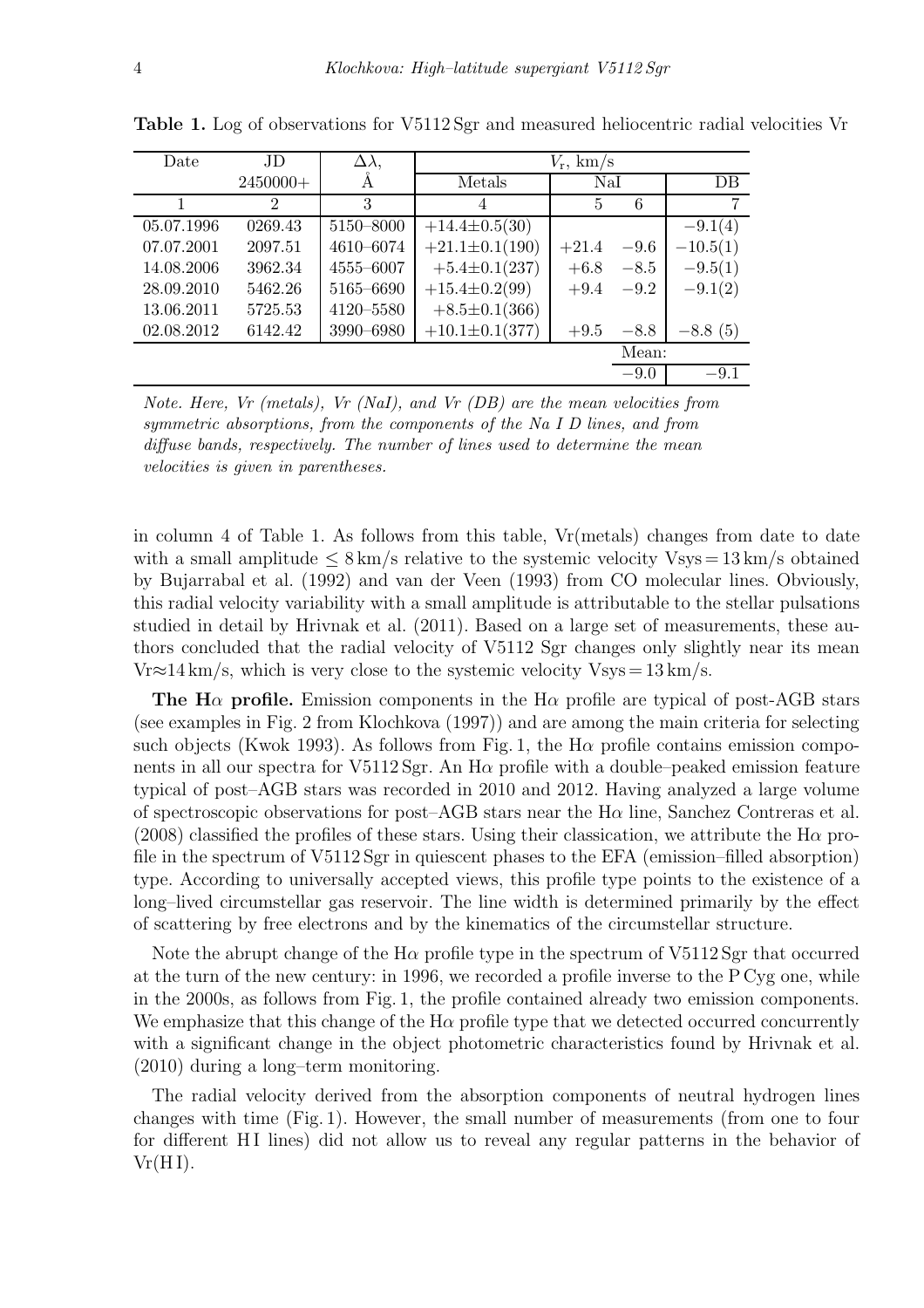**Table 1.** Log of observations for V5112 Sgr and measured heliocentric radial velocities Vr

| Date | JD | $\Delta\lambda$, | $V_r$, km/s | | | |
|---|---|---|---|---|---|---|
| | 2450000+ | Å | Metals | NaI | | DB |
| 1 | 2 | 3 | 4 | 5 | 6 | 7 |
| 05.07.1996 | 0269.43 | 5150–8000 | $+14.4\pm0.5(30)$ | | | $-9.1(4)$ |
| 07.07.2001 | 2097.51 | 4610–6074 | $+21.1\pm0.1(190)$ | $+21.4$ | $-9.6$ | $-10.5(1)$ |
| 14.08.2006 | 3962.34 | 4555–6007 | $+5.4\pm0.1(237)$ | $+6.8$ | $-8.5$ | $-9.5(1)$ |
| 28.09.2010 | 5462.26 | 5165–6690 | $+15.4\pm0.2(99)$ | $+9.4$ | $-9.2$ | $-9.1(2)$ |
| 13.06.2011 | 5725.53 | 4120–5580 | $+8.5\pm0.1(366)$ | | | |
| 02.08.2012 | 6142.42 | 3990–6980 | $+10.1\pm0.1(377)$ | $+9.5$ | $-8.8$ | $-8.8$ (5) |
| | | | | | Mean: | |
| | | | | | $-9.0$ | $-9.1$ |

*Note. Here, Vr (metals), Vr (NaI), and Vr (DB) are the mean velocities from symmetric absorptions, from the components of the Na I D lines, and from diffuse bands, respectively. The number of lines used to determine the mean velocities is given in parentheses.*

in column 4 of Table 1. As follows from this table, Vr(metals) changes from date to date with a small amplitude $\leq 8$ km/s relative to the systemic velocity Vsys = 13 km/s obtained by Bujarrabal et al. (1992) and van der Veen (1993) from CO molecular lines. Obviously, this radial velocity variability with a small amplitude is attributable to the stellar pulsations studied in detail by Hrivnak et al. (2011). Based on a large set of measurements, these authors concluded that the radial velocity of V5112 Sgr changes only slightly near its mean Vr$\approx$14 km/s, which is very close to the systemic velocity Vsys = 13 km/s.

**The H$\alpha$ profile.** Emission components in the H$\alpha$ profile are typical of post-AGB stars (see examples in Fig. 2 from Klochkova (1997)) and are among the main criteria for selecting such objects (Kwok 1993). As follows from Fig. 1, the H$\alpha$ profile contains emission components in all our spectra for V5112 Sgr. An H$\alpha$ profile with a double–peaked emission feature typical of post–AGB stars was recorded in 2010 and 2012. Having analyzed a large volume of spectroscopic observations for post–AGB stars near the H$\alpha$ line, Sanchez Contreras et al. (2008) classified the profiles of these stars. Using their classication, we attribute the H$\alpha$ profile in the spectrum of V5112 Sgr in quiescent phases to the EFA (emission–filled absorption) type. According to universally accepted views, this profile type points to the existence of a long–lived circumstellar gas reservoir. The line width is determined primarily by the effect of scattering by free electrons and by the kinematics of the circumstellar structure.

Note the abrupt change of the H$\alpha$ profile type in the spectrum of V5112 Sgr that occurred at the turn of the new century: in 1996, we recorded a profile inverse to the P Cyg one, while in the 2000s, as follows from Fig. 1, the profile contained already two emission components. We emphasize that this change of the H$\alpha$ profile type that we detected occurred concurrently with a significant change in the object photometric characteristics found by Hrivnak et al. (2010) during a long–term monitoring.

The radial velocity derived from the absorption components of neutral hydrogen lines changes with time (Fig. 1). However, the small number of measurements (from one to four for different H I lines) did not allow us to reveal any regular patterns in the behavior of Vr(H I).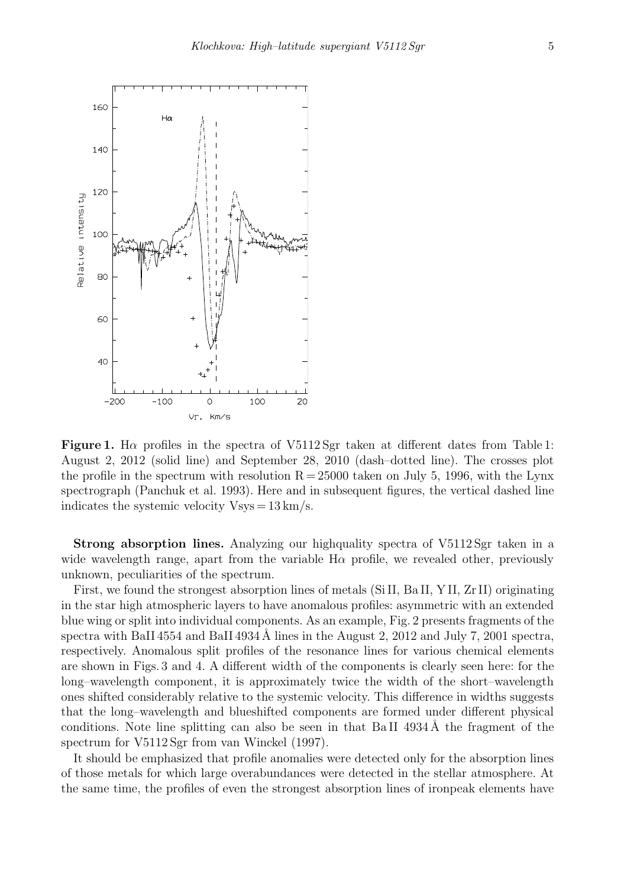**Figure 1.** H$\alpha$ profiles in the spectra of V5112 Sgr taken at different dates from Table 1: August 2, 2012 (solid line) and September 28, 2010 (dash–dotted line). The crosses plot the profile in the spectrum with resolution R = 25000 taken on July 5, 1996, with the Lynx spectrograph (Panchuk et al. 1993). Here and in subsequent figures, the vertical dashed line indicates the systemic velocity Vsys = 13 km/s.

**Strong absorption lines.** Analyzing our highquality spectra of V5112 Sgr taken in a wide wavelength range, apart from the variable H$\alpha$ profile, we revealed other, previously unknown, peculiarities of the spectrum.

First, we found the strongest absorption lines of metals (Si II, Ba II, Y II, Zr II) originating in the star high atmospheric layers to have anomalous profiles: asymmetric with an extended blue wing or split into individual components. As an example, Fig. 2 presents fragments of the spectra with BaII 4554 and BaII 4934 Å lines in the August 2, 2012 and July 7, 2001 spectra, respectively. Anomalous split profiles of the resonance lines for various chemical elements are shown in Figs. 3 and 4. A different width of the components is clearly seen here: for the long–wavelength component, it is approximately twice the width of the short–wavelength ones shifted considerably relative to the systemic velocity. This difference in widths suggests that the long–wavelength and blueshifted components are formed under different physical conditions. Note line splitting can also be seen in that Ba II 4934 Å the fragment of the spectrum for V5112 Sgr from van Winckel (1997).

It should be emphasized that profile anomalies were detected only for the absorption lines of those metals for which large overabundances were detected in the stellar atmosphere. At the same time, the profiles of even the strongest absorption lines of ironpeak elements have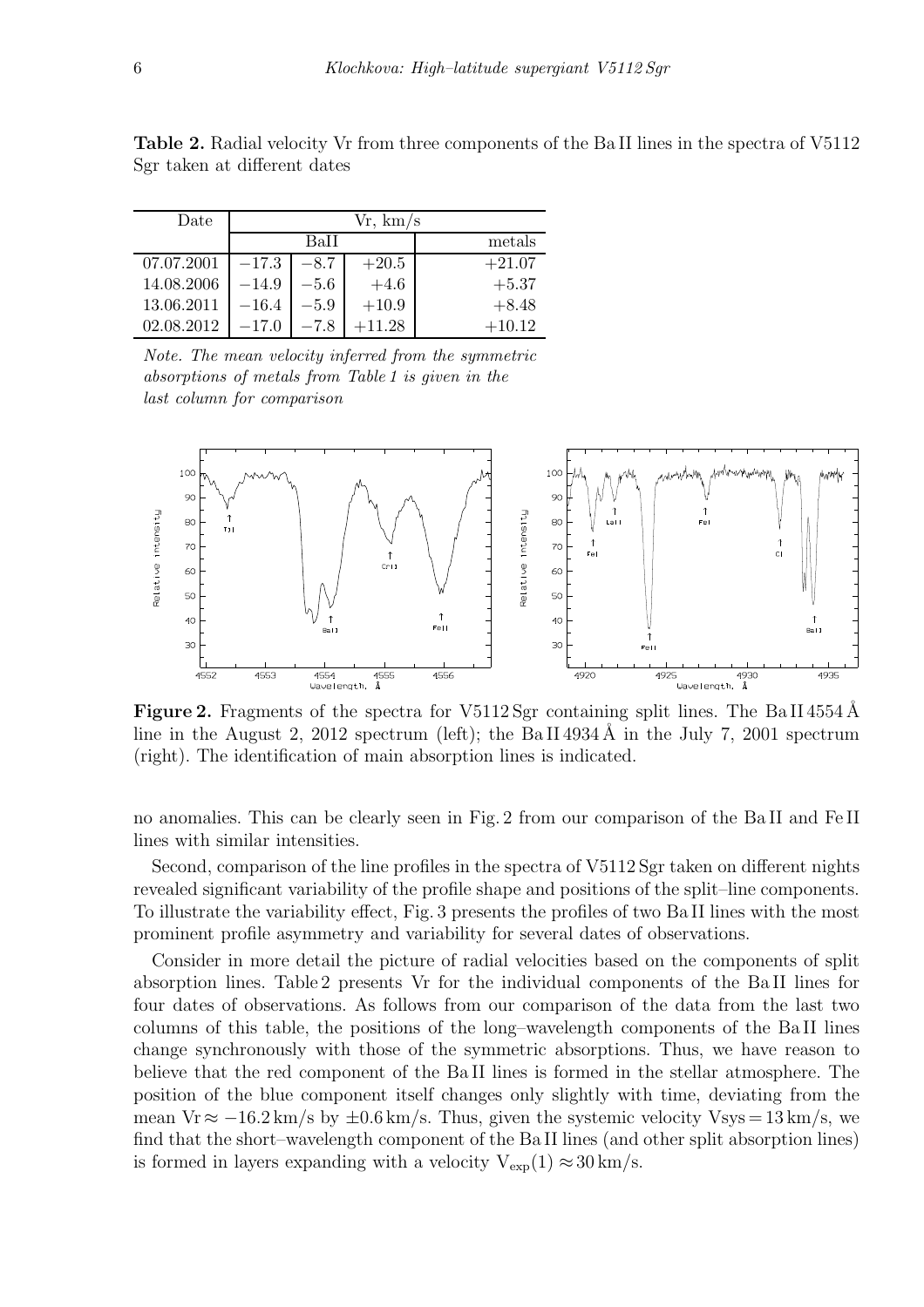**Table 2.** Radial velocity Vr from three components of the Ba II lines in the spectra of V5112 Sgr taken at different dates

| Date | Vr, km/s | | | |
|---|---|---|---|---|
| | BaII | | | metals |
| 07.07.2001 | −17.3 | −8.7 | +20.5 | +21.07 |
| 14.08.2006 | −14.9 | −5.6 | +4.6 | +5.37 |
| 13.06.2011 | −16.4 | −5.9 | +10.9 | +8.48 |
| 02.08.2012 | −17.0 | −7.8 | +11.28 | +10.12 |

*Note. The mean velocity inferred from the symmetric absorptions of metals from Table 1 is given in the last column for comparison*

**Figure 2.** Fragments of the spectra for V5112 Sgr containing split lines. The Ba II 4554 Å line in the August 2, 2012 spectrum (left); the Ba II 4934 Å in the July 7, 2001 spectrum (right). The identification of main absorption lines is indicated.

no anomalies. This can be clearly seen in Fig. 2 from our comparison of the Ba II and Fe II lines with similar intensities.

Second, comparison of the line profiles in the spectra of V5112 Sgr taken on different nights revealed significant variability of the profile shape and positions of the split–line components. To illustrate the variability effect, Fig. 3 presents the profiles of two Ba II lines with the most prominent profile asymmetry and variability for several dates of observations.

Consider in more detail the picture of radial velocities based on the components of split absorption lines. Table 2 presents Vr for the individual components of the Ba II lines for four dates of observations. As follows from our comparison of the data from the last two columns of this table, the positions of the long–wavelength components of the Ba II lines change synchronously with those of the symmetric absorptions. Thus, we have reason to believe that the red component of the Ba II lines is formed in the stellar atmosphere. The position of the blue component itself changes only slightly with time, deviating from the mean Vr $\approx -16.2$ km/s by $\pm 0.6$ km/s. Thus, given the systemic velocity Vsys = 13 km/s, we find that the short–wavelength component of the Ba II lines (and other split absorption lines) is formed in layers expanding with a velocity $V_{\rm exp}(1) \approx 30$ km/s.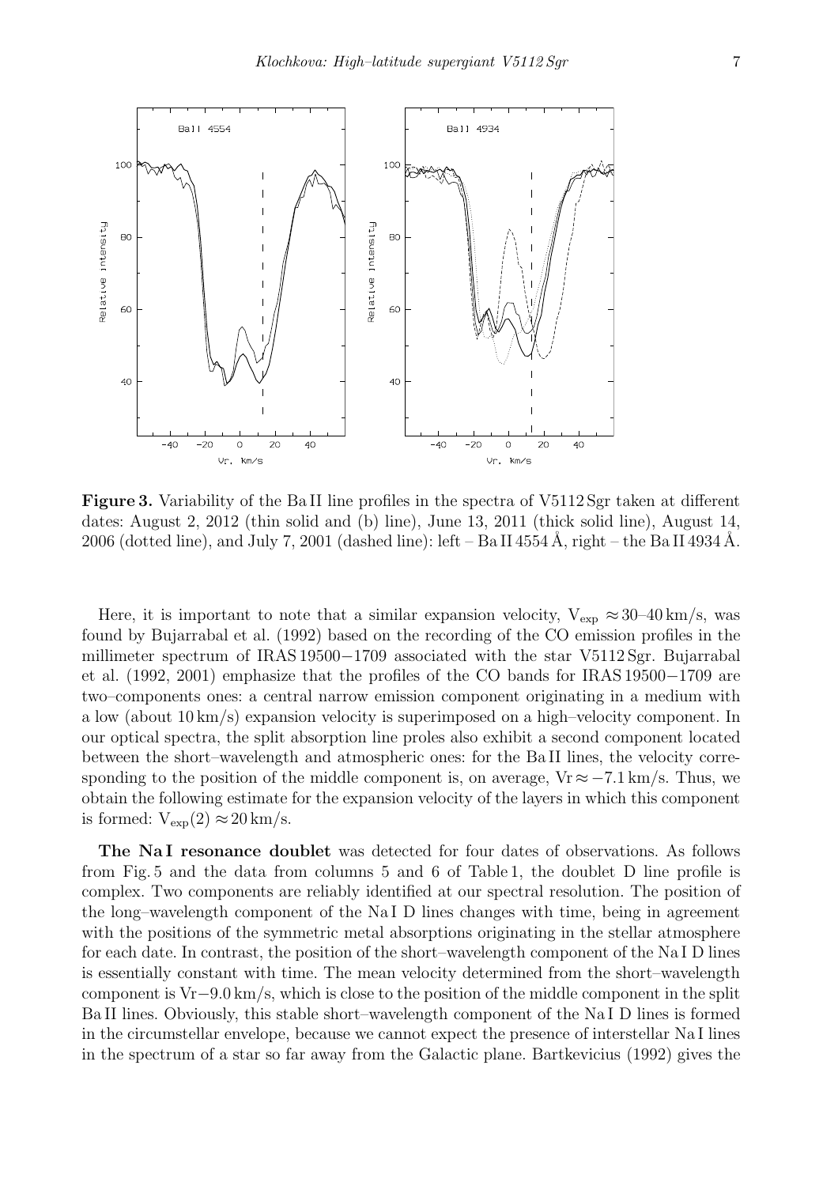**Figure 3.** Variability of the Ba II line profiles in the spectra of V5112 Sgr taken at different dates: August 2, 2012 (thin solid and (b) line), June 13, 2011 (thick solid line), August 14, 2006 (dotted line), and July 7, 2001 (dashed line): left – Ba II 4554 Å, right – the Ba II 4934 Å.

Here, it is important to note that a similar expansion velocity, $V_{exp} \approx 30$–40 km/s, was found by Bujarrabal et al. (1992) based on the recording of the CO emission profiles in the millimeter spectrum of IRAS 19500−1709 associated with the star V5112 Sgr. Bujarrabal et al. (1992, 2001) emphasize that the profiles of the CO bands for IRAS 19500−1709 are two–components ones: a central narrow emission component originating in a medium with a low (about 10 km/s) expansion velocity is superimposed on a high–velocity component. In our optical spectra, the split absorption line proles also exhibit a second component located between the short–wavelength and atmospheric ones: for the Ba II lines, the velocity corresponding to the position of the middle component is, on average, $Vr \approx -7.1$ km/s. Thus, we obtain the following estimate for the expansion velocity of the layers in which this component is formed: $V_{exp}(2) \approx 20$ km/s.

**The Na I resonance doublet** was detected for four dates of observations. As follows from Fig. 5 and the data from columns 5 and 6 of Table 1, the doublet D line profile is complex. Two components are reliably identified at our spectral resolution. The position of the long–wavelength component of the Na I D lines changes with time, being in agreement with the positions of the symmetric metal absorptions originating in the stellar atmosphere for each date. In contrast, the position of the short–wavelength component of the Na I D lines is essentially constant with time. The mean velocity determined from the short–wavelength component is $Vr{-}9.0$ km/s, which is close to the position of the middle component in the split Ba II lines. Obviously, this stable short–wavelength component of the Na I D lines is formed in the circumstellar envelope, because we cannot expect the presence of interstellar Na I lines in the spectrum of a star so far away from the Galactic plane. Bartkevicius (1992) gives the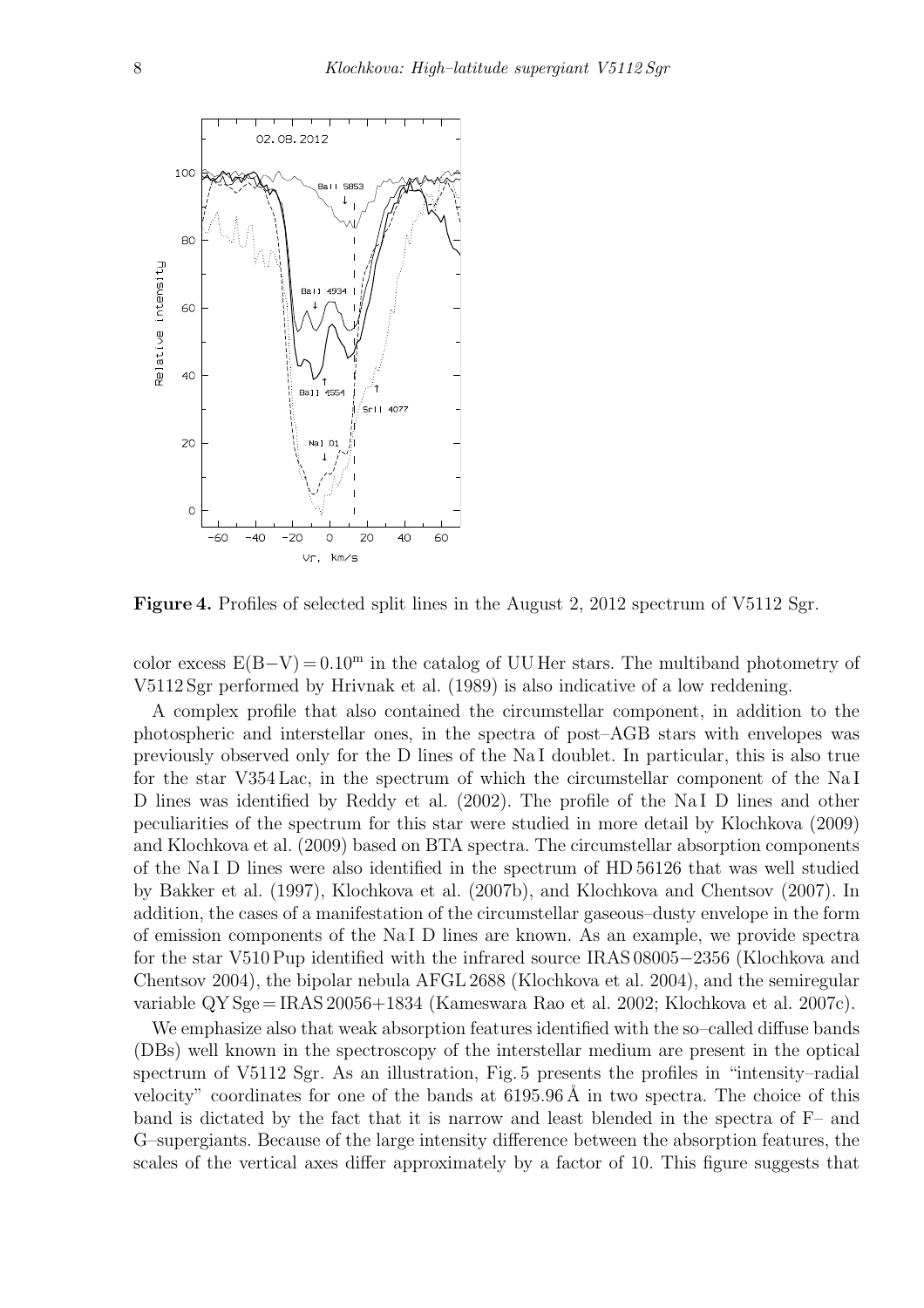**Figure 4.** Profiles of selected split lines in the August 2, 2012 spectrum of V5112 Sgr.

color excess $E(B-V) = 0.10^{m}$ in the catalog of UU Her stars. The multiband photometry of V5112 Sgr performed by Hrivnak et al. (1989) is also indicative of a low reddening.

A complex profile that also contained the circumstellar component, in addition to the photospheric and interstellar ones, in the spectra of post–AGB stars with envelopes was previously observed only for the D lines of the Na I doublet. In particular, this is also true for the star V354 Lac, in the spectrum of which the circumstellar component of the Na I D lines was identified by Reddy et al. (2002). The profile of the Na I D lines and other peculiarities of the spectrum for this star were studied in more detail by Klochkova (2009) and Klochkova et al. (2009) based on BTA spectra. The circumstellar absorption components of the Na I D lines were also identified in the spectrum of HD 56126 that was well studied by Bakker et al. (1997), Klochkova et al. (2007b), and Klochkova and Chentsov (2007). In addition, the cases of a manifestation of the circumstellar gaseous–dusty envelope in the form of emission components of the Na I D lines are known. As an example, we provide spectra for the star V510 Pup identified with the infrared source IRAS 08005−2356 (Klochkova and Chentsov 2004), the bipolar nebula AFGL 2688 (Klochkova et al. 2004), and the semiregular variable QY Sge = IRAS 20056+1834 (Kameswara Rao et al. 2002; Klochkova et al. 2007c).

We emphasize also that weak absorption features identified with the so–called diffuse bands (DBs) well known in the spectroscopy of the interstellar medium are present in the optical spectrum of V5112 Sgr. As an illustration, Fig. 5 presents the profiles in "intensity–radial velocity" coordinates for one of the bands at 6195.96 Å in two spectra. The choice of this band is dictated by the fact that it is narrow and least blended in the spectra of F– and G–supergiants. Because of the large intensity difference between the absorption features, the scales of the vertical axes differ approximately by a factor of 10. This figure suggests that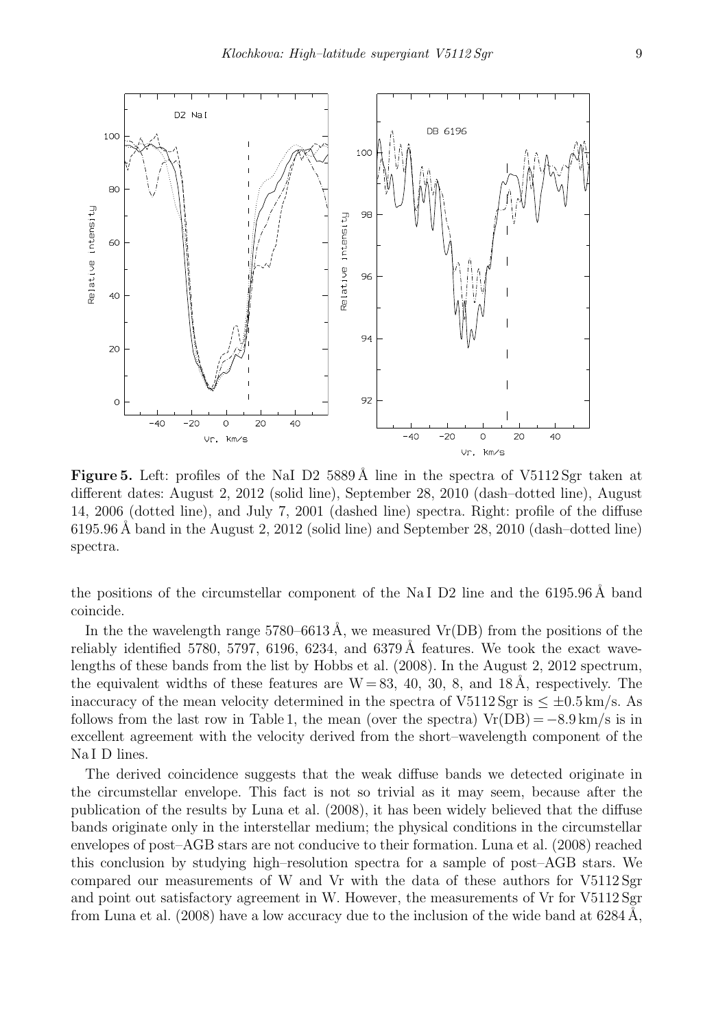**Figure 5.** Left: profiles of the NaI D2 5889 Å line in the spectra of V5112 Sgr taken at different dates: August 2, 2012 (solid line), September 28, 2010 (dash–dotted line), August 14, 2006 (dotted line), and July 7, 2001 (dashed line) spectra. Right: profile of the diffuse 6195.96 Å band in the August 2, 2012 (solid line) and September 28, 2010 (dash–dotted line) spectra.

the positions of the circumstellar component of the Na I D2 line and the 6195.96 Å band coincide.

In the the wavelength range 5780–6613 Å, we measured Vr(DB) from the positions of the reliably identified 5780, 5797, 6196, 6234, and 6379 Å features. We took the exact wavelengths of these bands from the list by Hobbs et al. (2008). In the August 2, 2012 spectrum, the equivalent widths of these features are W = 83, 40, 30, 8, and 18 Å, respectively. The inaccuracy of the mean velocity determined in the spectra of V5112 Sgr is $\leq \pm 0.5$ km/s. As follows from the last row in Table 1, the mean (over the spectra) Vr(DB) = −8.9 km/s is in excellent agreement with the velocity derived from the short–wavelength component of the Na I D lines.

The derived coincidence suggests that the weak diffuse bands we detected originate in the circumstellar envelope. This fact is not so trivial as it may seem, because after the publication of the results by Luna et al. (2008), it has been widely believed that the diffuse bands originate only in the interstellar medium; the physical conditions in the circumstellar envelopes of post–AGB stars are not conducive to their formation. Luna et al. (2008) reached this conclusion by studying high–resolution spectra for a sample of post–AGB stars. We compared our measurements of W and Vr with the data of these authors for V5112 Sgr and point out satisfactory agreement in W. However, the measurements of Vr for V5112 Sgr from Luna et al. (2008) have a low accuracy due to the inclusion of the wide band at 6284 Å,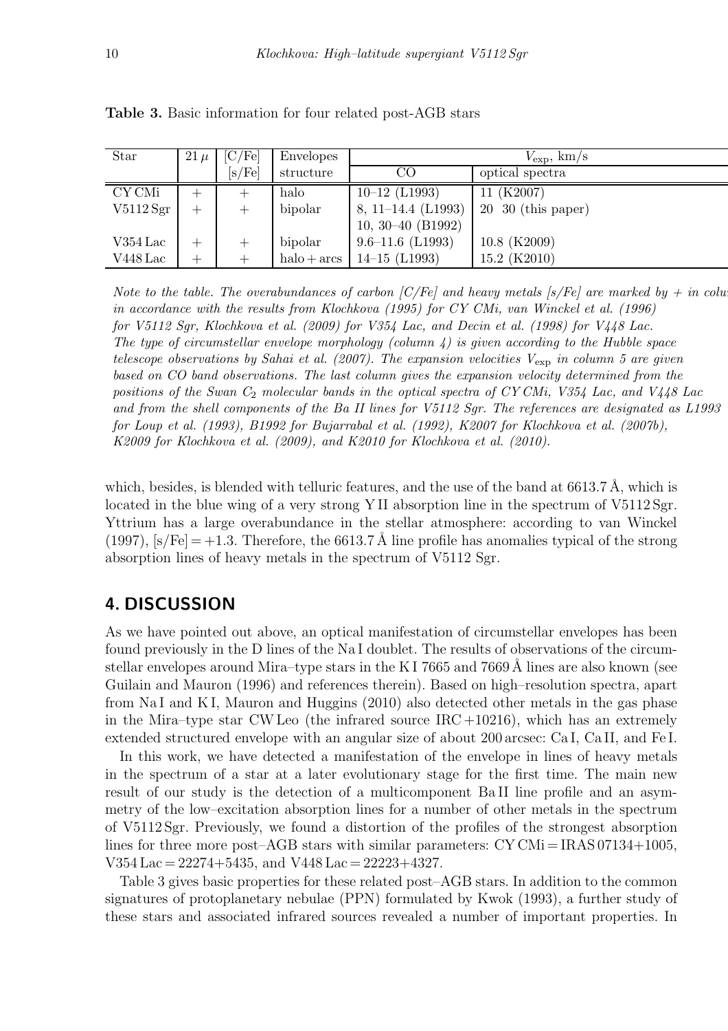**Table 3.** Basic information for four related post-AGB stars

| Star | $21\,\mu$ | [C/Fe] [s/Fe] | Envelopes structure | $V_{\rm exp}$, km/s CO | optical spectra |
|---|---|---|---|---|---|
| CY CMi | + | + | halo | 10–12 (L1993) | 11 (K2007) |
| V5112 Sgr | + | + | bipolar | 8, 11–14.4 (L1993) 10, 30–40 (B1992) | 20 30 (this paper) |
| V354 Lac | + | + | bipolar | 9.6–11.6 (L1993) | 10.8 (K2009) |
| V448 Lac | + | + | halo + arcs | 14–15 (L1993) | 15.2 (K2010) |

*Note to the table. The overabundances of carbon [C/Fe] and heavy metals [s/Fe] are marked by + in colu in accordance with the results from Klochkova (1995) for CY CMi, van Winckel et al. (1996) for V5112 Sgr, Klochkova et al. (2009) for V354 Lac, and Decin et al. (1998) for V448 Lac. The type of circumstellar envelope morphology (column 4) is given according to the Hubble space telescope observations by Sahai et al. (2007). The expansion velocities $V_{\rm exp}$ in column 5 are given based on CO band observations. The last column gives the expansion velocity determined from the positions of the Swan $C_2$ molecular bands in the optical spectra of CY CMi, V354 Lac, and V448 Lac and from the shell components of the Ba II lines for V5112 Sgr. The references are designated as L1993 for Loup et al. (1993), B1992 for Bujarrabal et al. (1992), K2007 for Klochkova et al. (2007b), K2009 for Klochkova et al. (2009), and K2010 for Klochkova et al. (2010).*

which, besides, is blended with telluric features, and the use of the band at 6613.7 Å, which is located in the blue wing of a very strong Y II absorption line in the spectrum of V5112 Sgr. Yttrium has a large overabundance in the stellar atmosphere: according to van Winckel (1997), [s/Fe] = +1.3. Therefore, the 6613.7 Å line profile has anomalies typical of the strong absorption lines of heavy metals in the spectrum of V5112 Sgr.

## 4. DISCUSSION

As we have pointed out above, an optical manifestation of circumstellar envelopes has been found previously in the D lines of the Na I doublet. The results of observations of the circumstellar envelopes around Mira–type stars in the K I 7665 and 7669 Å lines are also known (see Guilain and Mauron (1996) and references therein). Based on high–resolution spectra, apart from Na I and K I, Mauron and Huggins (2010) also detected other metals in the gas phase in the Mira–type star CW Leo (the infrared source IRC +10216), which has an extremely extended structured envelope with an angular size of about 200 arcsec: Ca I, Ca II, and Fe I.

In this work, we have detected a manifestation of the envelope in lines of heavy metals in the spectrum of a star at a later evolutionary stage for the first time. The main new result of our study is the detection of a multicomponent Ba II line profile and an asymmetry of the low–excitation absorption lines for a number of other metals in the spectrum of V5112 Sgr. Previously, we found a distortion of the profiles of the strongest absorption lines for three more post–AGB stars with similar parameters: CY CMi = IRAS 07134+1005, V354 Lac = 22274+5435, and V448 Lac = 22223+4327.

Table 3 gives basic properties for these related post–AGB stars. In addition to the common signatures of protoplanetary nebulae (PPN) formulated by Kwok (1993), a further study of these stars and associated infrared sources revealed a number of important properties. In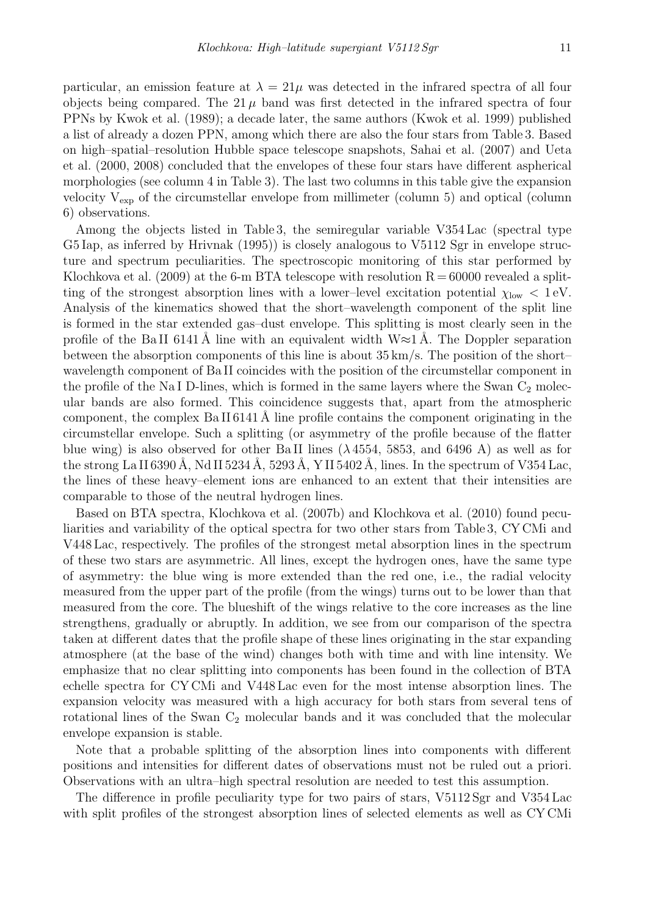particular, an emission feature at $\lambda = 21\mu$ was detected in the infrared spectra of all four objects being compared. The $21\,\mu$ band was first detected in the infrared spectra of four PPNs by Kwok et al. (1989); a decade later, the same authors (Kwok et al. 1999) published a list of already a dozen PPN, among which there are also the four stars from Table 3. Based on high–spatial–resolution Hubble space telescope snapshots, Sahai et al. (2007) and Ueta et al. (2000, 2008) concluded that the envelopes of these four stars have different aspherical morphologies (see column 4 in Table 3). The last two columns in this table give the expansion velocity $V_{exp}$ of the circumstellar envelope from millimeter (column 5) and optical (column 6) observations.

Among the objects listed in Table 3, the semiregular variable V354 Lac (spectral type G5 Iap, as inferred by Hrivnak (1995)) is closely analogous to V5112 Sgr in envelope structure and spectrum peculiarities. The spectroscopic monitoring of this star performed by Klochkova et al. (2009) at the 6-m BTA telescope with resolution R = 60000 revealed a splitting of the strongest absorption lines with a lower–level excitation potential $\chi_{low} < 1$ eV. Analysis of the kinematics showed that the short–wavelength component of the split line is formed in the star extended gas–dust envelope. This splitting is most clearly seen in the profile of the Ba II 6141 Å line with an equivalent width W≈1 Å. The Doppler separation between the absorption components of this line is about 35 km/s. The position of the short–wavelength component of Ba II coincides with the position of the circumstellar component in the profile of the Na I D-lines, which is formed in the same layers where the Swan $C_2$ molecular bands are also formed. This coincidence suggests that, apart from the atmospheric component, the complex Ba II 6141 Å line profile contains the component originating in the circumstellar envelope. Such a splitting (or asymmetry of the profile because of the flatter blue wing) is also observed for other Ba II lines ($\lambda$ 4554, 5853, and 6496 A) as well as for the strong La II 6390 Å, Nd II 5234 Å, 5293 Å, Y II 5402 Å, lines. In the spectrum of V354 Lac, the lines of these heavy–element ions are enhanced to an extent that their intensities are comparable to those of the neutral hydrogen lines.

Based on BTA spectra, Klochkova et al. (2007b) and Klochkova et al. (2010) found peculiarities and variability of the optical spectra for two other stars from Table 3, CY CMi and V448 Lac, respectively. The profiles of the strongest metal absorption lines in the spectrum of these two stars are asymmetric. All lines, except the hydrogen ones, have the same type of asymmetry: the blue wing is more extended than the red one, i.e., the radial velocity measured from the upper part of the profile (from the wings) turns out to be lower than that measured from the core. The blueshift of the wings relative to the core increases as the line strengthens, gradually or abruptly. In addition, we see from our comparison of the spectra taken at different dates that the profile shape of these lines originating in the star expanding atmosphere (at the base of the wind) changes both with time and with line intensity. We emphasize that no clear splitting into components has been found in the collection of BTA echelle spectra for CY CMi and V448 Lac even for the most intense absorption lines. The expansion velocity was measured with a high accuracy for both stars from several tens of rotational lines of the Swan $C_2$ molecular bands and it was concluded that the molecular envelope expansion is stable.

Note that a probable splitting of the absorption lines into components with different positions and intensities for different dates of observations must not be ruled out a priori. Observations with an ultra–high spectral resolution are needed to test this assumption.

The difference in profile peculiarity type for two pairs of stars, V5112 Sgr and V354 Lac with split profiles of the strongest absorption lines of selected elements as well as CY CMi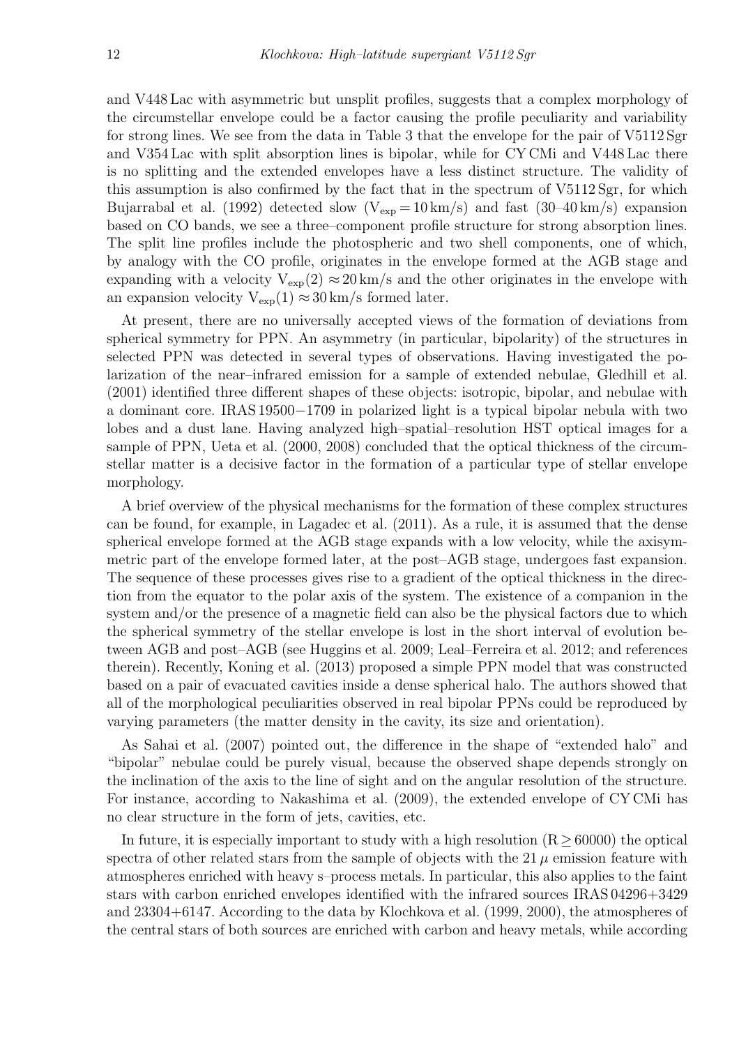and V448 Lac with asymmetric but unsplit profiles, suggests that a complex morphology of the circumstellar envelope could be a factor causing the profile peculiarity and variability for strong lines. We see from the data in Table 3 that the envelope for the pair of V5112 Sgr and V354 Lac with split absorption lines is bipolar, while for CY CMi and V448 Lac there is no splitting and the extended envelopes have a less distinct structure. The validity of this assumption is also confirmed by the fact that in the spectrum of V5112 Sgr, for which Bujarrabal et al. (1992) detected slow ($V_{\rm exp} = 10$ km/s) and fast (30–40 km/s) expansion based on CO bands, we see a three–component profile structure for strong absorption lines. The split line profiles include the photospheric and two shell components, one of which, by analogy with the CO profile, originates in the envelope formed at the AGB stage and expanding with a velocity $V_{\rm exp}(2) \approx 20$ km/s and the other originates in the envelope with an expansion velocity $V_{\rm exp}(1) \approx 30$ km/s formed later.

At present, there are no universally accepted views of the formation of deviations from spherical symmetry for PPN. An asymmetry (in particular, bipolarity) of the structures in selected PPN was detected in several types of observations. Having investigated the polarization of the near–infrared emission for a sample of extended nebulae, Gledhill et al. (2001) identified three different shapes of these objects: isotropic, bipolar, and nebulae with a dominant core. IRAS 19500−1709 in polarized light is a typical bipolar nebula with two lobes and a dust lane. Having analyzed high–spatial–resolution HST optical images for a sample of PPN, Ueta et al. (2000, 2008) concluded that the optical thickness of the circumstellar matter is a decisive factor in the formation of a particular type of stellar envelope morphology.

A brief overview of the physical mechanisms for the formation of these complex structures can be found, for example, in Lagadec et al. (2011). As a rule, it is assumed that the dense spherical envelope formed at the AGB stage expands with a low velocity, while the axisymmetric part of the envelope formed later, at the post–AGB stage, undergoes fast expansion. The sequence of these processes gives rise to a gradient of the optical thickness in the direction from the equator to the polar axis of the system. The existence of a companion in the system and/or the presence of a magnetic field can also be the physical factors due to which the spherical symmetry of the stellar envelope is lost in the short interval of evolution between AGB and post–AGB (see Huggins et al. 2009; Leal–Ferreira et al. 2012; and references therein). Recently, Koning et al. (2013) proposed a simple PPN model that was constructed based on a pair of evacuated cavities inside a dense spherical halo. The authors showed that all of the morphological peculiarities observed in real bipolar PPNs could be reproduced by varying parameters (the matter density in the cavity, its size and orientation).

As Sahai et al. (2007) pointed out, the difference in the shape of "extended halo" and "bipolar" nebulae could be purely visual, because the observed shape depends strongly on the inclination of the axis to the line of sight and on the angular resolution of the structure. For instance, according to Nakashima et al. (2009), the extended envelope of CY CMi has no clear structure in the form of jets, cavities, etc.

In future, it is especially important to study with a high resolution ($R \geq 60000$) the optical spectra of other related stars from the sample of objects with the 21 $\mu$ emission feature with atmospheres enriched with heavy s–process metals. In particular, this also applies to the faint stars with carbon enriched envelopes identified with the infrared sources IRAS 04296+3429 and 23304+6147. According to the data by Klochkova et al. (1999, 2000), the atmospheres of the central stars of both sources are enriched with carbon and heavy metals, while according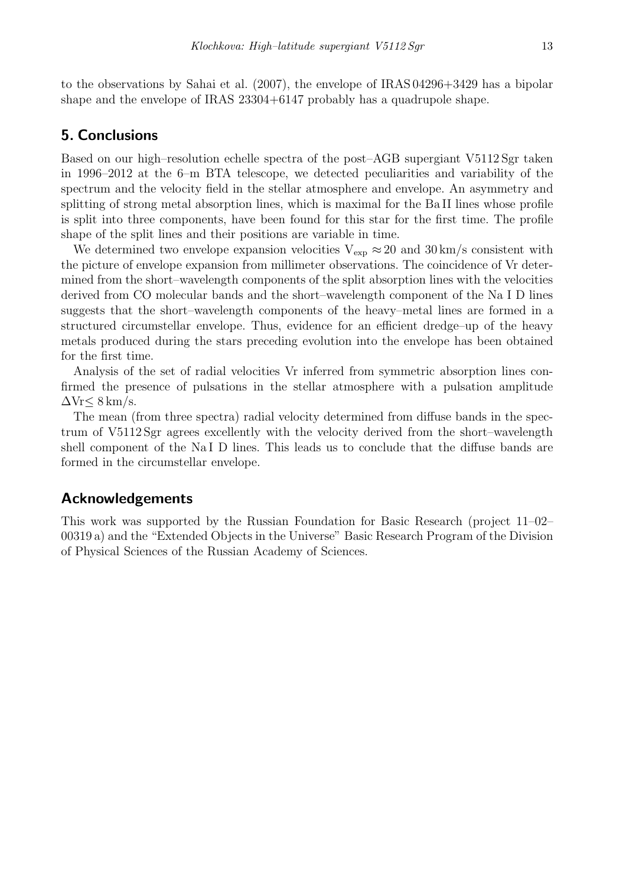to the observations by Sahai et al. (2007), the envelope of IRAS 04296+3429 has a bipolar shape and the envelope of IRAS 23304+6147 probably has a quadrupole shape.

## 5. Conclusions

Based on our high–resolution echelle spectra of the post–AGB supergiant V5112 Sgr taken in 1996–2012 at the 6–m BTA telescope, we detected peculiarities and variability of the spectrum and the velocity field in the stellar atmosphere and envelope. An asymmetry and splitting of strong metal absorption lines, which is maximal for the Ba II lines whose profile is split into three components, have been found for this star for the first time. The profile shape of the split lines and their positions are variable in time.

We determined two envelope expansion velocities $V_{exp} \approx 20$ and 30 km/s consistent with the picture of envelope expansion from millimeter observations. The coincidence of Vr determined from the short–wavelength components of the split absorption lines with the velocities derived from CO molecular bands and the short–wavelength component of the Na I D lines suggests that the short–wavelength components of the heavy–metal lines are formed in a structured circumstellar envelope. Thus, evidence for an efficient dredge–up of the heavy metals produced during the stars preceding evolution into the envelope has been obtained for the first time.

Analysis of the set of radial velocities Vr inferred from symmetric absorption lines confirmed the presence of pulsations in the stellar atmosphere with a pulsation amplitude $\Delta Vr \leq 8$ km/s.

The mean (from three spectra) radial velocity determined from diffuse bands in the spectrum of V5112 Sgr agrees excellently with the velocity derived from the short–wavelength shell component of the Na I D lines. This leads us to conclude that the diffuse bands are formed in the circumstellar envelope.

## Acknowledgements

This work was supported by the Russian Foundation for Basic Research (project 11–02–00319 a) and the "Extended Objects in the Universe" Basic Research Program of the Division of Physical Sciences of the Russian Academy of Sciences.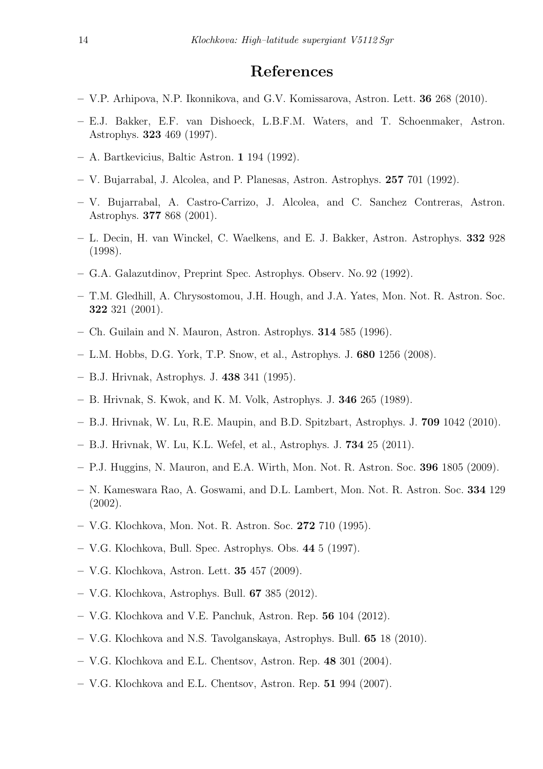# References

– V.P. Arhipova, N.P. Ikonnikova, and G.V. Komissarova, Astron. Lett. **36** 268 (2010).

– E.J. Bakker, E.F. van Dishoeck, L.B.F.M. Waters, and T. Schoenmaker, Astron. Astrophys. **323** 469 (1997).

– A. Bartkevicius, Baltic Astron. **1** 194 (1992).

– V. Bujarrabal, J. Alcolea, and P. Planesas, Astron. Astrophys. **257** 701 (1992).

– V. Bujarrabal, A. Castro-Carrizo, J. Alcolea, and C. Sanchez Contreras, Astron. Astrophys. **377** 868 (2001).

– L. Decin, H. van Winckel, C. Waelkens, and E. J. Bakker, Astron. Astrophys. **332** 928 (1998).

– G.A. Galazutdinov, Preprint Spec. Astrophys. Observ. No. 92 (1992).

– T.M. Gledhill, A. Chrysostomou, J.H. Hough, and J.A. Yates, Mon. Not. R. Astron. Soc. **322** 321 (2001).

– Ch. Guilain and N. Mauron, Astron. Astrophys. **314** 585 (1996).

– L.M. Hobbs, D.G. York, T.P. Snow, et al., Astrophys. J. **680** 1256 (2008).

– B.J. Hrivnak, Astrophys. J. **438** 341 (1995).

– B. Hrivnak, S. Kwok, and K. M. Volk, Astrophys. J. **346** 265 (1989).

– B.J. Hrivnak, W. Lu, R.E. Maupin, and B.D. Spitzbart, Astrophys. J. **709** 1042 (2010).

– B.J. Hrivnak, W. Lu, K.L. Wefel, et al., Astrophys. J. **734** 25 (2011).

– P.J. Huggins, N. Mauron, and E.A. Wirth, Mon. Not. R. Astron. Soc. **396** 1805 (2009).

– N. Kameswara Rao, A. Goswami, and D.L. Lambert, Mon. Not. R. Astron. Soc. **334** 129 (2002).

– V.G. Klochkova, Mon. Not. R. Astron. Soc. **272** 710 (1995).

– V.G. Klochkova, Bull. Spec. Astrophys. Obs. **44** 5 (1997).

– V.G. Klochkova, Astron. Lett. **35** 457 (2009).

– V.G. Klochkova, Astrophys. Bull. **67** 385 (2012).

– V.G. Klochkova and V.E. Panchuk, Astron. Rep. **56** 104 (2012).

– V.G. Klochkova and N.S. Tavolganskaya, Astrophys. Bull. **65** 18 (2010).

– V.G. Klochkova and E.L. Chentsov, Astron. Rep. **48** 301 (2004).

– V.G. Klochkova and E.L. Chentsov, Astron. Rep. **51** 994 (2007).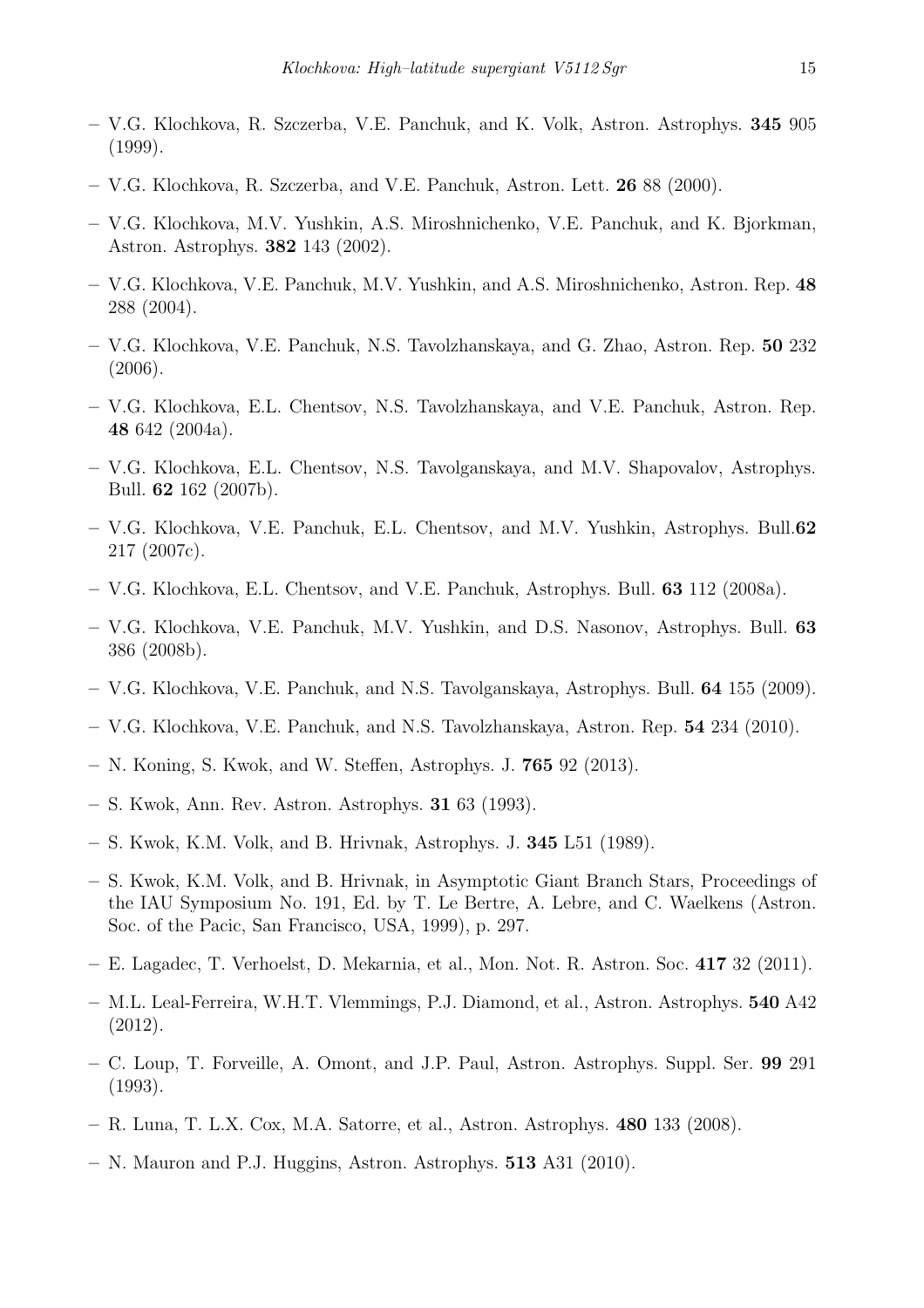– V.G. Klochkova, R. Szczerba, V.E. Panchuk, and K. Volk, Astron. Astrophys. **345** 905 (1999).

– V.G. Klochkova, R. Szczerba, and V.E. Panchuk, Astron. Lett. **26** 88 (2000).

– V.G. Klochkova, M.V. Yushkin, A.S. Miroshnichenko, V.E. Panchuk, and K. Bjorkman, Astron. Astrophys. **382** 143 (2002).

– V.G. Klochkova, V.E. Panchuk, M.V. Yushkin, and A.S. Miroshnichenko, Astron. Rep. **48** 288 (2004).

– V.G. Klochkova, V.E. Panchuk, N.S. Tavolzhanskaya, and G. Zhao, Astron. Rep. **50** 232 (2006).

– V.G. Klochkova, E.L. Chentsov, N.S. Tavolzhanskaya, and V.E. Panchuk, Astron. Rep. **48** 642 (2004a).

– V.G. Klochkova, E.L. Chentsov, N.S. Tavolganskaya, and M.V. Shapovalov, Astrophys. Bull. **62** 162 (2007b).

– V.G. Klochkova, V.E. Panchuk, E.L. Chentsov, and M.V. Yushkin, Astrophys. Bull.**62** 217 (2007c).

– V.G. Klochkova, E.L. Chentsov, and V.E. Panchuk, Astrophys. Bull. **63** 112 (2008a).

– V.G. Klochkova, V.E. Panchuk, M.V. Yushkin, and D.S. Nasonov, Astrophys. Bull. **63** 386 (2008b).

– V.G. Klochkova, V.E. Panchuk, and N.S. Tavolganskaya, Astrophys. Bull. **64** 155 (2009).

– V.G. Klochkova, V.E. Panchuk, and N.S. Tavolzhanskaya, Astron. Rep. **54** 234 (2010).

– N. Koning, S. Kwok, and W. Steffen, Astrophys. J. **765** 92 (2013).

– S. Kwok, Ann. Rev. Astron. Astrophys. **31** 63 (1993).

– S. Kwok, K.M. Volk, and B. Hrivnak, Astrophys. J. **345** L51 (1989).

– S. Kwok, K.M. Volk, and B. Hrivnak, in Asymptotic Giant Branch Stars, Proceedings of the IAU Symposium No. 191, Ed. by T. Le Bertre, A. Lebre, and C. Waelkens (Astron. Soc. of the Pacic, San Francisco, USA, 1999), p. 297.

– E. Lagadec, T. Verhoelst, D. Mekarnia, et al., Mon. Not. R. Astron. Soc. **417** 32 (2011).

– M.L. Leal-Ferreira, W.H.T. Vlemmings, P.J. Diamond, et al., Astron. Astrophys. **540** A42 (2012).

– C. Loup, T. Forveille, A. Omont, and J.P. Paul, Astron. Astrophys. Suppl. Ser. **99** 291 (1993).

– R. Luna, T. L.X. Cox, M.A. Satorre, et al., Astron. Astrophys. **480** 133 (2008).

– N. Mauron and P.J. Huggins, Astron. Astrophys. **513** A31 (2010).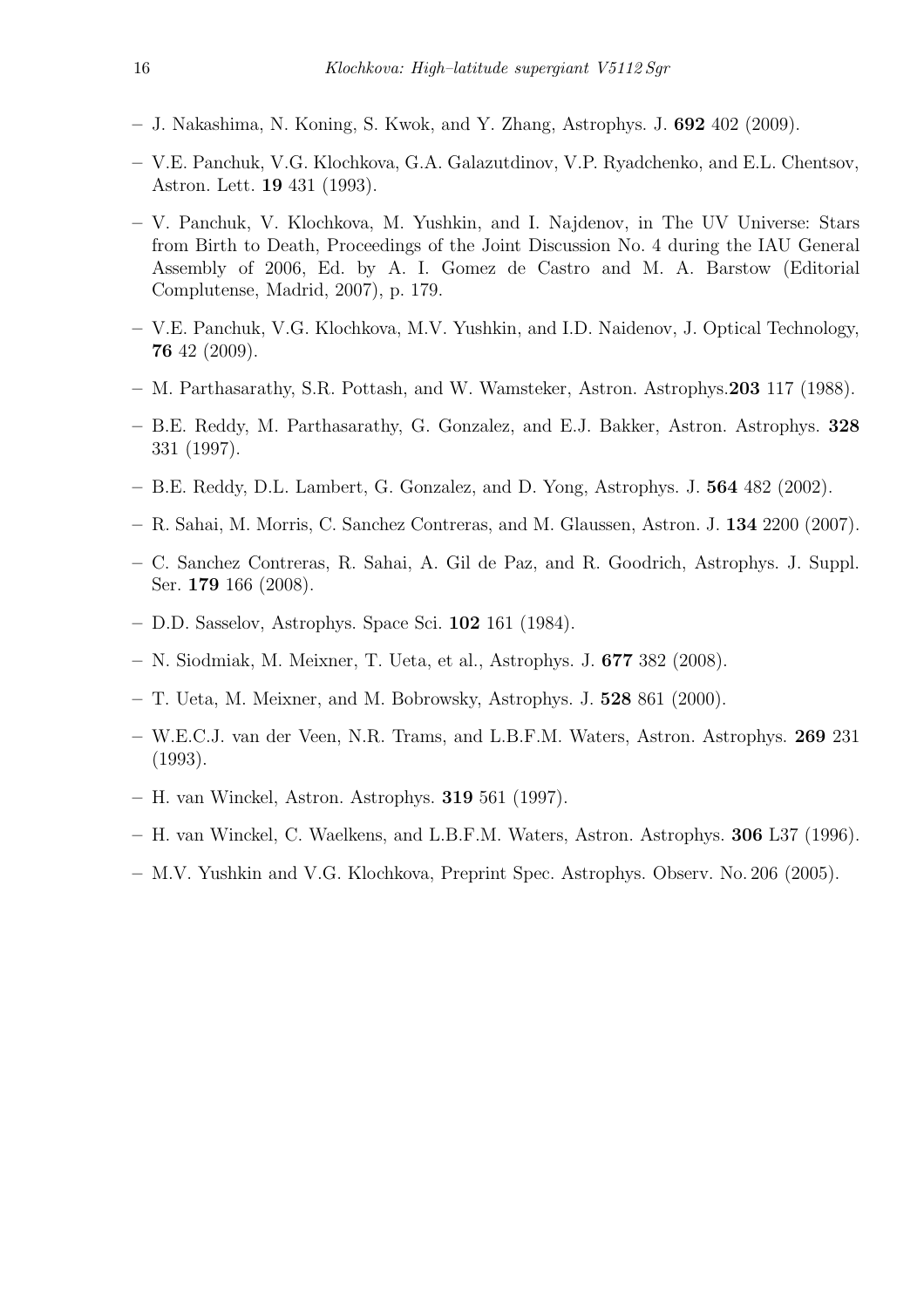– J. Nakashima, N. Koning, S. Kwok, and Y. Zhang, Astrophys. J. **692** 402 (2009).

– V.E. Panchuk, V.G. Klochkova, G.A. Galazutdinov, V.P. Ryadchenko, and E.L. Chentsov, Astron. Lett. **19** 431 (1993).

– V. Panchuk, V. Klochkova, M. Yushkin, and I. Najdenov, in The UV Universe: Stars from Birth to Death, Proceedings of the Joint Discussion No. 4 during the IAU General Assembly of 2006, Ed. by A. I. Gomez de Castro and M. A. Barstow (Editorial Complutense, Madrid, 2007), p. 179.

– V.E. Panchuk, V.G. Klochkova, M.V. Yushkin, and I.D. Naidenov, J. Optical Technology, **76** 42 (2009).

– M. Parthasarathy, S.R. Pottash, and W. Wamsteker, Astron. Astrophys.**203** 117 (1988).

– B.E. Reddy, M. Parthasarathy, G. Gonzalez, and E.J. Bakker, Astron. Astrophys. **328** 331 (1997).

– B.E. Reddy, D.L. Lambert, G. Gonzalez, and D. Yong, Astrophys. J. **564** 482 (2002).

– R. Sahai, M. Morris, C. Sanchez Contreras, and M. Glaussen, Astron. J. **134** 2200 (2007).

– C. Sanchez Contreras, R. Sahai, A. Gil de Paz, and R. Goodrich, Astrophys. J. Suppl. Ser. **179** 166 (2008).

– D.D. Sasselov, Astrophys. Space Sci. **102** 161 (1984).

– N. Siodmiak, M. Meixner, T. Ueta, et al., Astrophys. J. **677** 382 (2008).

– T. Ueta, M. Meixner, and M. Bobrowsky, Astrophys. J. **528** 861 (2000).

– W.E.C.J. van der Veen, N.R. Trams, and L.B.F.M. Waters, Astron. Astrophys. **269** 231 (1993).

– H. van Winckel, Astron. Astrophys. **319** 561 (1997).

– H. van Winckel, C. Waelkens, and L.B.F.M. Waters, Astron. Astrophys. **306** L37 (1996).

– M.V. Yushkin and V.G. Klochkova, Preprint Spec. Astrophys. Observ. No. 206 (2005).